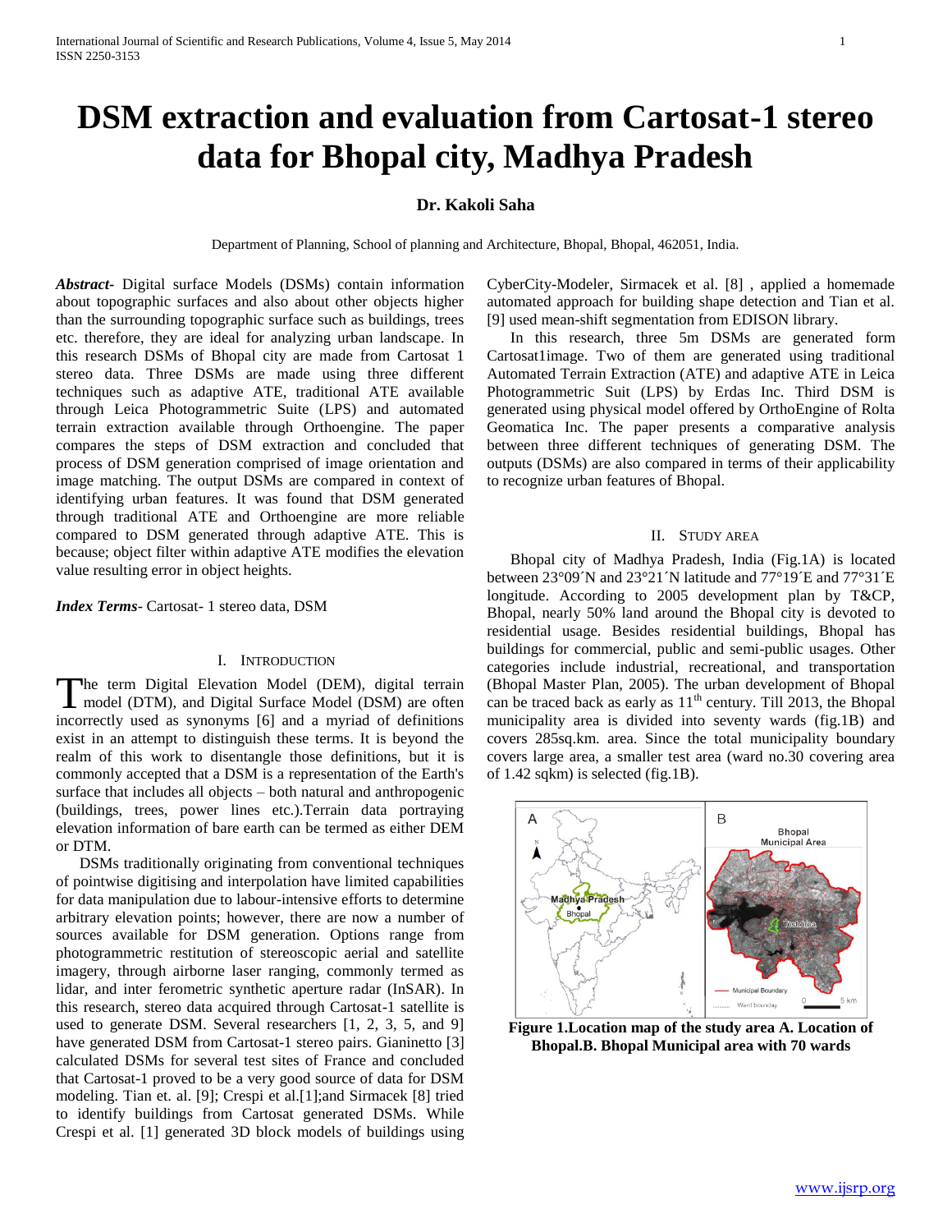# DSM extraction and evaluation from Cartosat-1 stereo data for Bhopal city, Madhya Pradesh

**Dr. Kakoli Saha**

Department of Planning, School of planning and Architecture, Bhopal, Bhopal, 462051, India.

***Abstract***- Digital surface Models (DSMs) contain information about topographic surfaces and also about other objects higher than the surrounding topographic surface such as buildings, trees etc. therefore, they are ideal for analyzing urban landscape. In this research DSMs of Bhopal city are made from Cartosat 1 stereo data. Three DSMs are made using three different techniques such as adaptive ATE, traditional ATE available through Leica Photogrammetric Suite (LPS) and automated terrain extraction available through Orthoengine. The paper compares the steps of DSM extraction and concluded that process of DSM generation comprised of image orientation and image matching. The output DSMs are compared in context of identifying urban features. It was found that DSM generated through traditional ATE and Orthoengine are more reliable compared to DSM generated through adaptive ATE. This is because; object filter within adaptive ATE modifies the elevation value resulting error in object heights.

***Index Terms***- Cartosat- 1 stereo data, DSM

## I. Introduction

The term Digital Elevation Model (DEM), digital terrain model (DTM), and Digital Surface Model (DSM) are often incorrectly used as synonyms [6] and a myriad of definitions exist in an attempt to distinguish these terms. It is beyond the realm of this work to disentangle those definitions, but it is commonly accepted that a DSM is a representation of the Earth's surface that includes all objects – both natural and anthropogenic (buildings, trees, power lines etc.).Terrain data portraying elevation information of bare earth can be termed as either DEM or DTM.

DSMs traditionally originating from conventional techniques of pointwise digitising and interpolation have limited capabilities for data manipulation due to labour-intensive efforts to determine arbitrary elevation points; however, there are now a number of sources available for DSM generation. Options range from photogrammetric restitution of stereoscopic aerial and satellite imagery, through airborne laser ranging, commonly termed as lidar, and inter ferometric synthetic aperture radar (InSAR). In this research, stereo data acquired through Cartosat-1 satellite is used to generate DSM. Several researchers [1, 2, 3, 5, and 9] have generated DSM from Cartosat-1 stereo pairs. Gianinetto [3] calculated DSMs for several test sites of France and concluded that Cartosat-1 proved to be a very good source of data for DSM modeling. Tian et. al. [9]; Crespi et al.[1];and Sirmacek [8] tried to identify buildings from Cartosat generated DSMs. While Crespi et al. [1] generated 3D block models of buildings using CyberCity-Modeler, Sirmacek et al. [8] , applied a homemade automated approach for building shape detection and Tian et al. [9] used mean-shift segmentation from EDISON library.

In this research, three 5m DSMs are generated form Cartosat1image. Two of them are generated using traditional Automated Terrain Extraction (ATE) and adaptive ATE in Leica Photogrammetric Suit (LPS) by Erdas Inc. Third DSM is generated using physical model offered by OrthoEngine of Rolta Geomatica Inc. The paper presents a comparative analysis between three different techniques of generating DSM. The outputs (DSMs) are also compared in terms of their applicability to recognize urban features of Bhopal.

## II. Study area

Bhopal city of Madhya Pradesh, India (Fig.1A) is located between 23°09´N and 23°21´N latitude and 77°19´E and 77°31´E longitude. According to 2005 development plan by T&CP, Bhopal, nearly 50% land around the Bhopal city is devoted to residential usage. Besides residential buildings, Bhopal has buildings for commercial, public and semi-public usages. Other categories include industrial, recreational, and transportation (Bhopal Master Plan, 2005). The urban development of Bhopal can be traced back as early as 11th century. Till 2013, the Bhopal municipality area is divided into seventy wards (fig.1B) and covers 285sq.km. area. Since the total municipality boundary covers large area, a smaller test area (ward no.30 covering area of 1.42 sqkm) is selected (fig.1B).

**Figure 1.Location map of the study area A. Location of Bhopal.B. Bhopal Municipal area with 70 wards**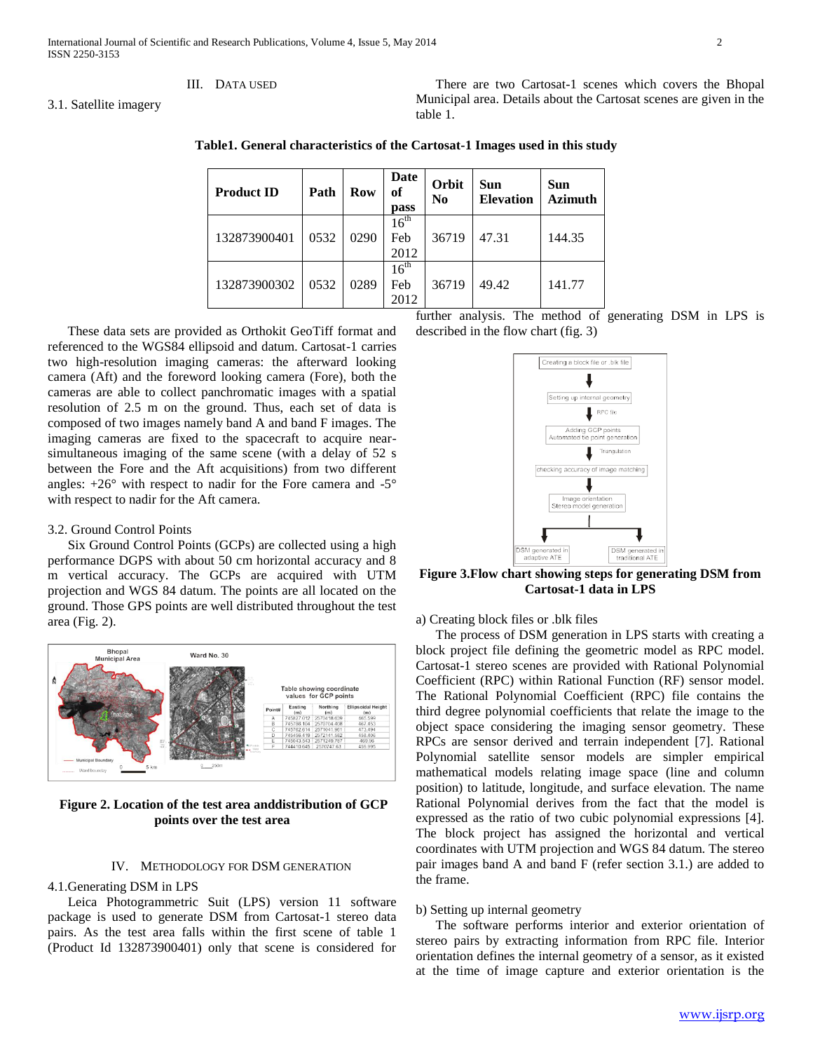## III. DATA USED

### 3.1. Satellite imagery

There are two Cartosat-1 scenes which covers the Bhopal Municipal area. Details about the Cartosat scenes are given in the table 1.

**Table1. General characteristics of the Cartosat-1 Images used in this study**

| Product ID | Path | Row | Date of pass | Orbit No | Sun Elevation | Sun Azimuth |
|---|---|---|---|---|---|---|
| 132873900401 | 0532 | 0290 | 16th Feb 2012 | 36719 | 47.31 | 144.35 |
| 132873900302 | 0532 | 0289 | 16th Feb 2012 | 36719 | 49.42 | 141.77 |

These data sets are provided as Orthokit GeoTiff format and referenced to the WGS84 ellipsoid and datum. Cartosat-1 carries two high-resolution imaging cameras: the afterward looking camera (Aft) and the foreword looking camera (Fore), both the cameras are able to collect panchromatic images with a spatial resolution of 2.5 m on the ground. Thus, each set of data is composed of two images namely band A and band F images. The imaging cameras are fixed to the spacecraft to acquire near-simultaneous imaging of the same scene (with a delay of 52 s between the Fore and the Aft acquisitions) from two different angles: +26° with respect to nadir for the Fore camera and -5° with respect to nadir for the Aft camera.

### 3.2. Ground Control Points

Six Ground Control Points (GCPs) are collected using a high performance DGPS with about 50 cm horizontal accuracy and 8 m vertical accuracy. The GCPs are acquired with UTM projection and WGS 84 datum. The points are all located on the ground. Those GPS points are well distributed throughout the test area (Fig. 2).

**Figure 2. Location of the test area anddistribution of GCP points over the test area**

## IV. METHODOLOGY FOR DSM GENERATION

### 4.1.Generating DSM in LPS

Leica Photogrammetric Suit (LPS) version 11 software package is used to generate DSM from Cartosat-1 stereo data pairs. As the test area falls within the first scene of table 1 (Product Id 132873900401) only that scene is considered for further analysis. The method of generating DSM in LPS is described in the flow chart (fig. 3)

**Figure 3.Flow chart showing steps for generating DSM from Cartosat-1 data in LPS**

a) Creating block files or .blk files

The process of DSM generation in LPS starts with creating a block project file defining the geometric model as RPC model. Cartosat-1 stereo scenes are provided with Rational Polynomial Coefficient (RPC) within Rational Function (RF) sensor model. The Rational Polynomial Coefficient (RPC) file contains the third degree polynomial coefficients that relate the image to the object space considering the imaging sensor geometry. These RPCs are sensor derived and terrain independent [7]. Rational Polynomial satellite sensor models are simpler empirical mathematical models relating image space (line and column position) to latitude, longitude, and surface elevation. The name Rational Polynomial derives from the fact that the model is expressed as the ratio of two cubic polynomial expressions [4]. The block project has assigned the horizontal and vertical coordinates with UTM projection and WGS 84 datum. The stereo pair images band A and band F (refer section 3.1.) are added to the frame.

b) Setting up internal geometry

The software performs interior and exterior orientation of stereo pairs by extracting information from RPC file. Interior orientation defines the internal geometry of a sensor, as it existed at the time of image capture and exterior orientation is the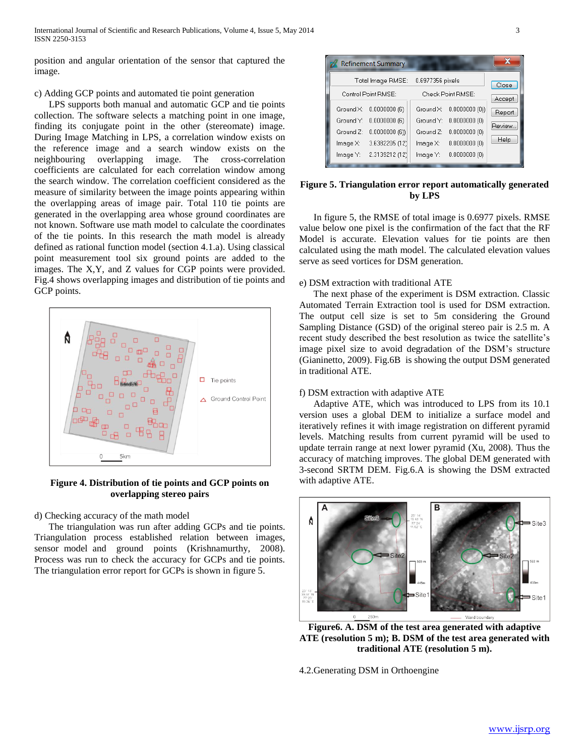position and angular orientation of the sensor that captured the image.

c) Adding GCP points and automated tie point generation

LPS supports both manual and automatic GCP and tie points collection. The software selects a matching point in one image, finding its conjugate point in the other (stereomate) image. During Image Matching in LPS, a correlation window exists on the reference image and a search window exists on the neighbouring overlapping image. The cross-correlation coefficients are calculated for each correlation window among the search window. The correlation coefficient considered as the measure of similarity between the image points appearing within the overlapping areas of image pair. Total 110 tie points are generated in the overlapping area whose ground coordinates are not known. Software use math model to calculate the coordinates of the tie points. In this research the math model is already defined as rational function model (section 4.1.a). Using classical point measurement tool six ground points are added to the images. The X,Y, and Z values for CGP points were provided. Fig.4 shows overlapping images and distribution of tie points and GCP points.

**Figure 4. Distribution of tie points and GCP points on overlapping stereo pairs**

d) Checking accuracy of the math model

The triangulation was run after adding GCPs and tie points. Triangulation process established relation between images, sensor model and ground points (Krishnamurthy, 2008). Process was run to check the accuracy for GCPs and tie points. The triangulation error report for GCPs is shown in figure 5.

**Figure 5. Triangulation error report automatically generated by LPS**

In figure 5, the RMSE of total image is 0.6977 pixels. RMSE value below one pixel is the confirmation of the fact that the RF Model is accurate. Elevation values for tie points are then calculated using the math model. The calculated elevation values serve as seed vortices for DSM generation.

e) DSM extraction with traditional ATE

The next phase of the experiment is DSM extraction. Classic Automated Terrain Extraction tool is used for DSM extraction. The output cell size is set to 5m considering the Ground Sampling Distance (GSD) of the original stereo pair is 2.5 m. A recent study described the best resolution as twice the satellite's image pixel size to avoid degradation of the DSM's structure (Gianinetto, 2009). Fig.6B is showing the output DSM generated in traditional ATE.

f) DSM extraction with adaptive ATE

Adaptive ATE, which was introduced to LPS from its 10.1 version uses a global DEM to initialize a surface model and iteratively refines it with image registration on different pyramid levels. Matching results from current pyramid will be used to update terrain range at next lower pyramid (Xu, 2008). Thus the accuracy of matching improves. The global DEM generated with 3-second SRTM DEM. Fig.6.A is showing the DSM extracted with adaptive ATE.

**Figure6. A. DSM of the test area generated with adaptive ATE (resolution 5 m); B. DSM of the test area generated with traditional ATE (resolution 5 m).**

4.2.Generating DSM in Orthoengine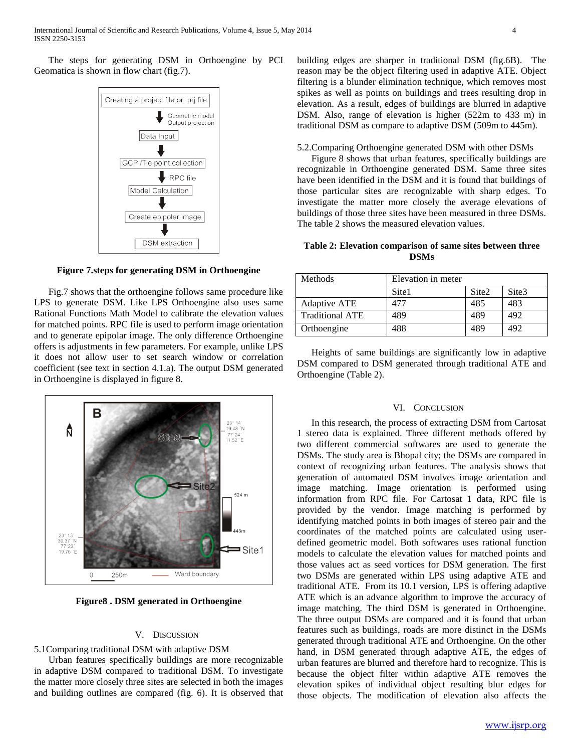The steps for generating DSM in Orthoengine by PCI Geomatica is shown in flow chart (fig.7).

**Figure 7.steps for generating DSM in Orthoengine**

Fig.7 shows that the orthoengine follows same procedure like LPS to generate DSM. Like LPS Orthoengine also uses same Rational Functions Math Model to calibrate the elevation values for matched points. RPC file is used to perform image orientation and to generate epipolar image. The only difference Orthoengine offers is adjustments in few parameters. For example, unlike LPS it does not allow user to set search window or correlation coefficient (see text in section 4.1.a). The output DSM generated in Orthoengine is displayed in figure 8.

**Figure8 . DSM generated in Orthoengine**

## V. Discussion

### 5.1Comparing traditional DSM with adaptive DSM

Urban features specifically buildings are more recognizable in adaptive DSM compared to traditional DSM. To investigate the matter more closely three sites are selected in both the images and building outlines are compared (fig. 6). It is observed that building edges are sharper in traditional DSM (fig.6B). The reason may be the object filtering used in adaptive ATE. Object filtering is a blunder elimination technique, which removes most spikes as well as points on buildings and trees resulting drop in elevation. As a result, edges of buildings are blurred in adaptive DSM. Also, range of elevation is higher (522m to 433 m) in traditional DSM as compare to adaptive DSM (509m to 445m).

### 5.2.Comparing Orthoengine generated DSM with other DSMs

Figure 8 shows that urban features, specifically buildings are recognizable in Orthoengine generated DSM. Same three sites have been identified in the DSM and it is found that buildings of those particular sites are recognizable with sharp edges. To investigate the matter more closely the average elevations of buildings of those three sites have been measured in three DSMs. The table 2 shows the measured elevation values.

**Table 2: Elevation comparison of same sites between three DSMs**

| Methods | Elevation in meter | | |
|---|---|---|---|
| | Site1 | Site2 | Site3 |
| Adaptive ATE | 477 | 485 | 483 |
| Traditional ATE | 489 | 489 | 492 |
| Orthoengine | 488 | 489 | 492 |

Heights of same buildings are significantly low in adaptive DSM compared to DSM generated through traditional ATE and Orthoengine (Table 2).

## VI. Conclusion

In this research, the process of extracting DSM from Cartosat 1 stereo data is explained. Three different methods offered by two different commercial softwares are used to generate the DSMs. The study area is Bhopal city; the DSMs are compared in context of recognizing urban features. The analysis shows that generation of automated DSM involves image orientation and image matching. Image orientation is performed using information from RPC file. For Cartosat 1 data, RPC file is provided by the vendor. Image matching is performed by identifying matched points in both images of stereo pair and the coordinates of the matched points are calculated using user-defined geometric model. Both softwares uses rational function models to calculate the elevation values for matched points and those values act as seed vortices for DSM generation. The first two DSMs are generated within LPS using adaptive ATE and traditional ATE. From its 10.1 version, LPS is offering adaptive ATE which is an advance algorithm to improve the accuracy of image matching. The third DSM is generated in Orthoengine. The three output DSMs are compared and it is found that urban features such as buildings, roads are more distinct in the DSMs generated through traditional ATE and Orthoengine. On the other hand, in DSM generated through adaptive ATE, the edges of urban features are blurred and therefore hard to recognize. This is because the object filter within adaptive ATE removes the elevation spikes of individual object resulting blur edges for those objects. The modification of elevation also affects the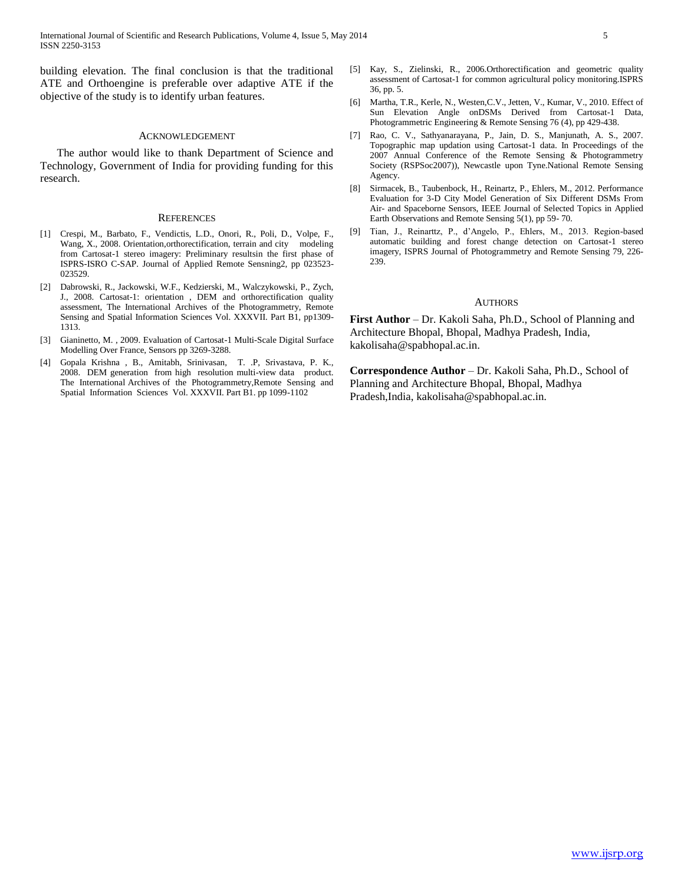building elevation. The final conclusion is that the traditional ATE and Orthoengine is preferable over adaptive ATE if the objective of the study is to identify urban features.

## Acknowledgement

The author would like to thank Department of Science and Technology, Government of India for providing funding for this research.

## References

[1] Crespi, M., Barbato, F., Vendictis, L.D., Onori, R., Poli, D., Volpe, F., Wang, X., 2008. Orientation,orthorectification, terrain and city modeling from Cartosat-1 stereo imagery: Preliminary resultsin the first phase of ISPRS-ISRO C-SAP. Journal of Applied Remote Sensning2, pp 023523-023529.

[2] Dabrowski, R., Jackowski, W.F., Kedzierski, M., Walczykowski, P., Zych, J., 2008. Cartosat-1: orientation , DEM and orthorectification quality assessment, The International Archives of the Photogrammetry, Remote Sensing and Spatial Information Sciences Vol. XXXVII. Part B1, pp1309-1313.

[3] Gianinetto, M. , 2009. Evaluation of Cartosat-1 Multi-Scale Digital Surface Modelling Over France, Sensors pp 3269-3288.

[4] Gopala Krishna , B., Amitabh, Srinivasan, T. .P, Srivastava, P. K., 2008. DEM generation from high resolution multi-view data product. The International Archives of the Photogrammetry,Remote Sensing and Spatial Information Sciences Vol. XXXVII. Part B1. pp 1099-1102

[5] Kay, S., Zielinski, R., 2006.Orthorectification and geometric quality assessment of Cartosat-1 for common agricultural policy monitoring.ISPRS 36, pp. 5.

[6] Martha, T.R., Kerle, N., Westen,C.V., Jetten, V., Kumar, V., 2010. Effect of Sun Elevation Angle onDSMs Derived from Cartosat-1 Data, Photogrammetric Engineering & Remote Sensing 76 (4), pp 429-438.

[7] Rao, C. V., Sathyanarayana, P., Jain, D. S., Manjunath, A. S., 2007. Topographic map updation using Cartosat-1 data. In Proceedings of the 2007 Annual Conference of the Remote Sensing & Photogrammetry Society (RSPSoc2007)), Newcastle upon Tyne.National Remote Sensing Agency.

[8] Sirmacek, B., Taubenbock, H., Reinartz, P., Ehlers, M., 2012. Performance Evaluation for 3-D City Model Generation of Six Different DSMs From Air- and Spaceborne Sensors, IEEE Journal of Selected Topics in Applied Earth Observations and Remote Sensing 5(1), pp 59- 70.

[9] Tian, J., Reinarttz, P., d'Angelo, P., Ehlers, M., 2013. Region-based automatic building and forest change detection on Cartosat-1 stereo imagery, ISPRS Journal of Photogrammetry and Remote Sensing 79, 226-239.

## Authors

**First Author** – Dr. Kakoli Saha, Ph.D., School of Planning and Architecture Bhopal, Bhopal, Madhya Pradesh, India, kakolisaha@spabhopal.ac.in.

**Correspondence Author** – Dr. Kakoli Saha, Ph.D., School of Planning and Architecture Bhopal, Bhopal, Madhya Pradesh,India, kakolisaha@spabhopal.ac.in.